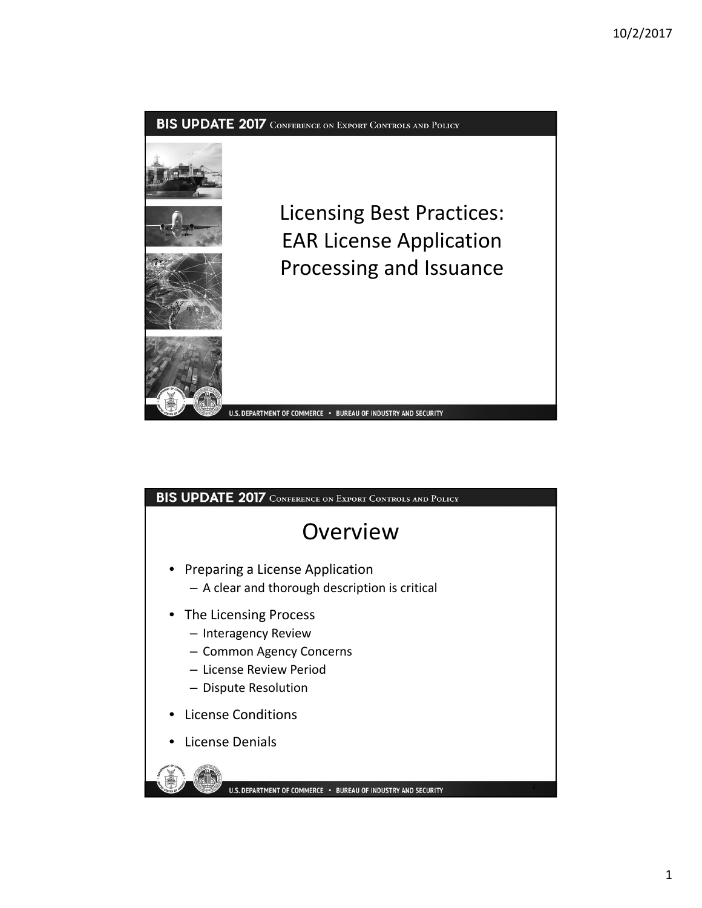# Licensing Best Practices: EAR License Application Processing and Issuance

## Overview

- Preparing a License Application
  - A clear and thorough description is critical
- The Licensing Process
  - Interagency Review
  - Common Agency Concerns
  - License Review Period
  - Dispute Resolution
- License Conditions
- License Denials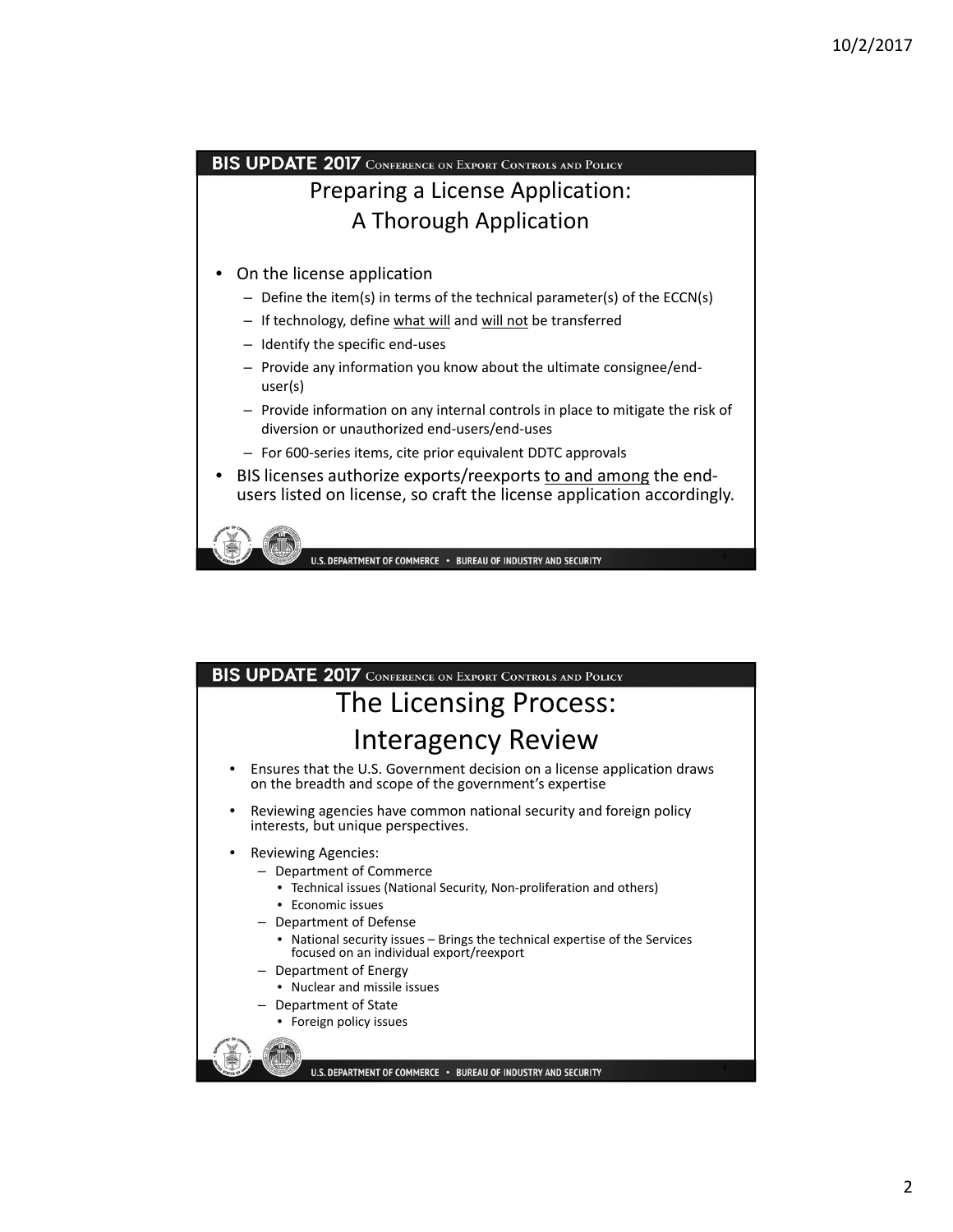## Preparing a License Application: A Thorough Application

- On the license application
  - Define the item(s) in terms of the technical parameter(s) of the ECCN(s)
  - If technology, define what will and will not be transferred
  - Identify the specific end-uses
  - Provide any information you know about the ultimate consignee/end-user(s)
  - Provide information on any internal controls in place to mitigate the risk of diversion or unauthorized end-users/end-uses
  - For 600-series items, cite prior equivalent DDTC approvals
- BIS licenses authorize exports/reexports to and among the end-users listed on license, so craft the license application accordingly.

## The Licensing Process: Interagency Review

- Ensures that the U.S. Government decision on a license application draws on the breadth and scope of the government's expertise
- Reviewing agencies have common national security and foreign policy interests, but unique perspectives.
- Reviewing Agencies:
  - Department of Commerce
    - Technical issues (National Security, Non-proliferation and others)
    - Economic issues
  - Department of Defense
    - National security issues – Brings the technical expertise of the Services focused on an individual export/reexport
  - Department of Energy
    - Nuclear and missile issues
  - Department of State
    - Foreign policy issues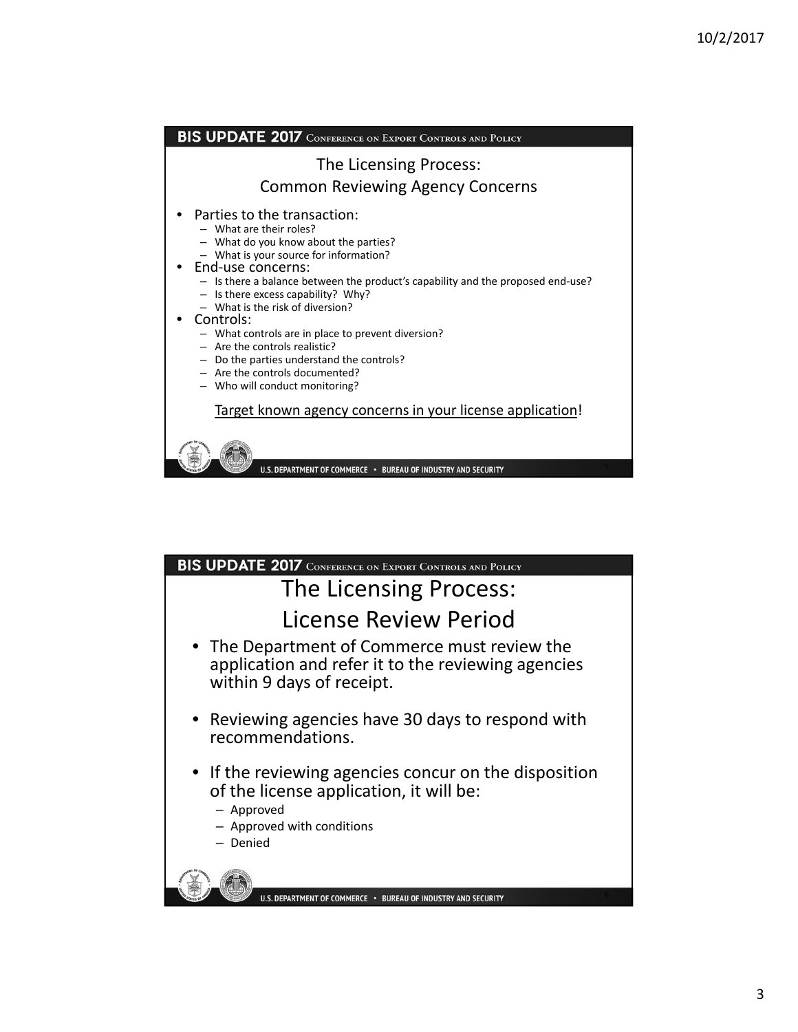## The Licensing Process: Common Reviewing Agency Concerns

- Parties to the transaction:
  - What are their roles?
  - What do you know about the parties?
  - What is your source for information?
- End-use concerns:
  - Is there a balance between the product's capability and the proposed end-use?
  - Is there excess capability? Why?
  - What is the risk of diversion?
- Controls:
  - What controls are in place to prevent diversion?
  - Are the controls realistic?
  - Do the parties understand the controls?
  - Are the controls documented?
  - Who will conduct monitoring?

Target known agency concerns in your license application!

## The Licensing Process: License Review Period

- The Department of Commerce must review the application and refer it to the reviewing agencies within 9 days of receipt.
- Reviewing agencies have 30 days to respond with recommendations.
- If the reviewing agencies concur on the disposition of the license application, it will be:
  - Approved
  - Approved with conditions
  - Denied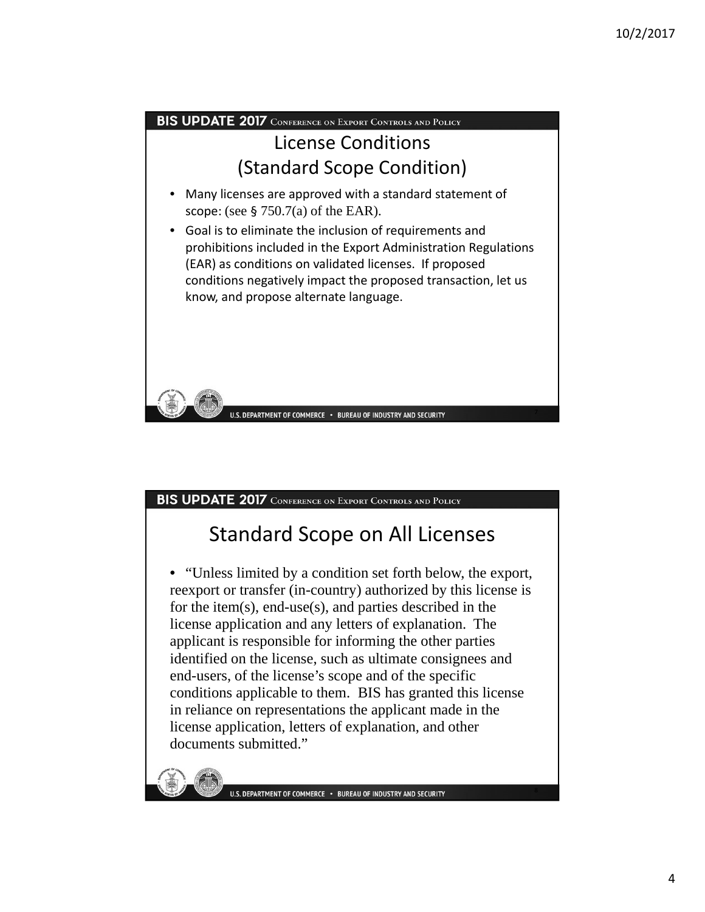## License Conditions (Standard Scope Condition)

- Many licenses are approved with a standard statement of scope: (see § 750.7(a) of the EAR).
- Goal is to eliminate the inclusion of requirements and prohibitions included in the Export Administration Regulations (EAR) as conditions on validated licenses. If proposed conditions negatively impact the proposed transaction, let us know, and propose alternate language.

## Standard Scope on All Licenses

- "Unless limited by a condition set forth below, the export, reexport or transfer (in-country) authorized by this license is for the item(s), end-use(s), and parties described in the license application and any letters of explanation. The applicant is responsible for informing the other parties identified on the license, such as ultimate consignees and end-users, of the license's scope and of the specific conditions applicable to them. BIS has granted this license in reliance on representations the applicant made in the license application, letters of explanation, and other documents submitted."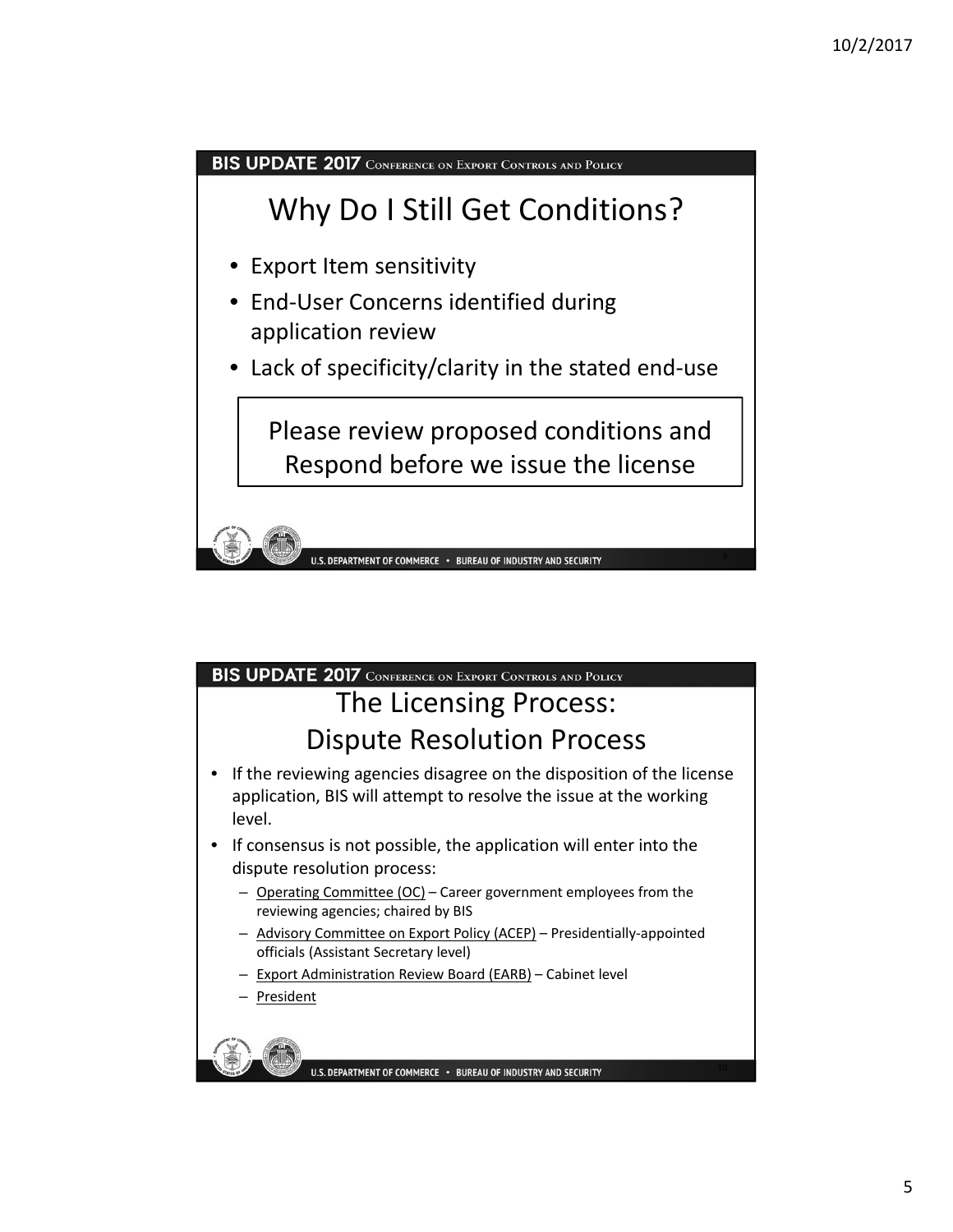## Why Do I Still Get Conditions?

- Export Item sensitivity
- End-User Concerns identified during application review
- Lack of specificity/clarity in the stated end-use

Please review proposed conditions and Respond before we issue the license

## The Licensing Process: Dispute Resolution Process

- If the reviewing agencies disagree on the disposition of the license application, BIS will attempt to resolve the issue at the working level.
- If consensus is not possible, the application will enter into the dispute resolution process:
  - Operating Committee (OC) – Career government employees from the reviewing agencies; chaired by BIS
  - Advisory Committee on Export Policy (ACEP) – Presidentially-appointed officials (Assistant Secretary level)
  - Export Administration Review Board (EARB) – Cabinet level
  - President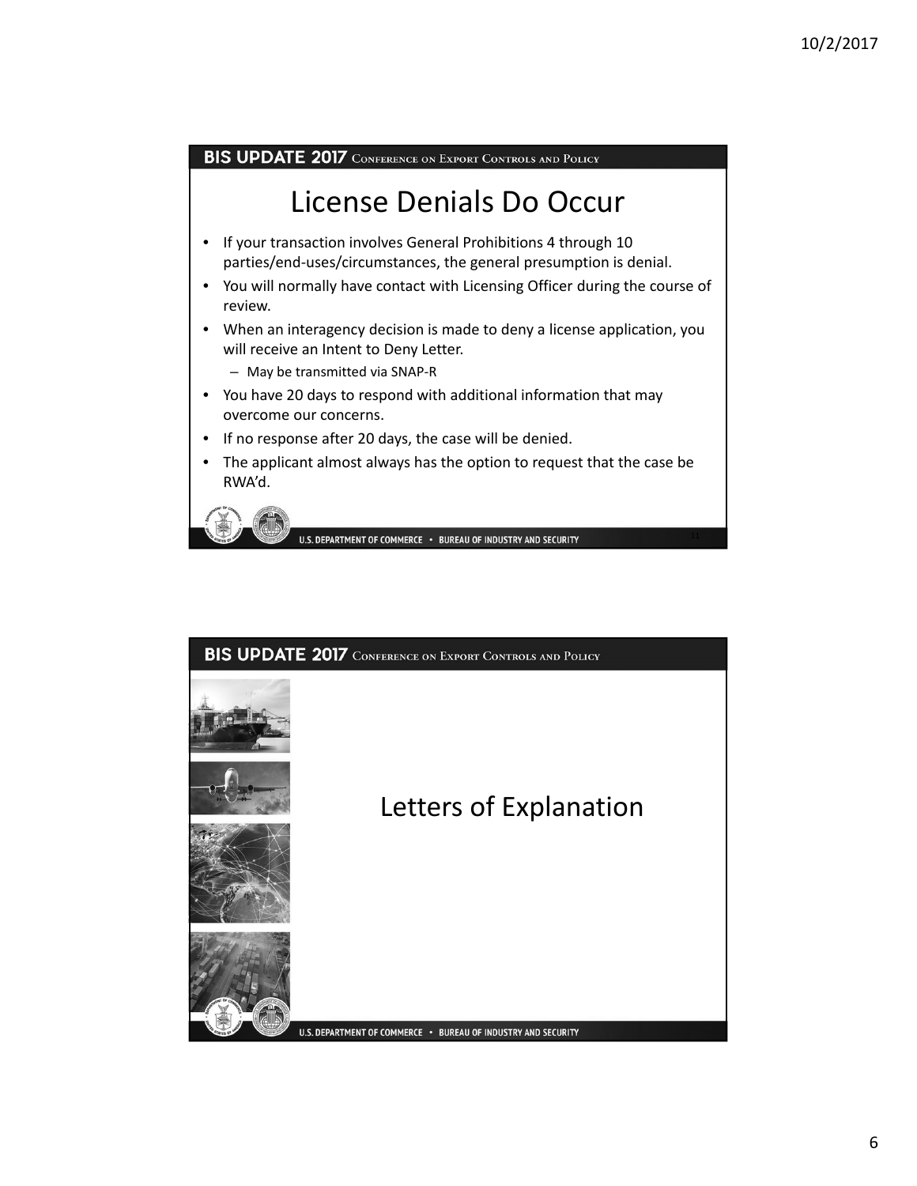## License Denials Do Occur

- If your transaction involves General Prohibitions 4 through 10 parties/end-uses/circumstances, the general presumption is denial.
- You will normally have contact with Licensing Officer during the course of review.
- When an interagency decision is made to deny a license application, you will receive an Intent to Deny Letter.
  - May be transmitted via SNAP-R
- You have 20 days to respond with additional information that may overcome our concerns.
- If no response after 20 days, the case will be denied.
- The applicant almost always has the option to request that the case be RWA'd.

## Letters of Explanation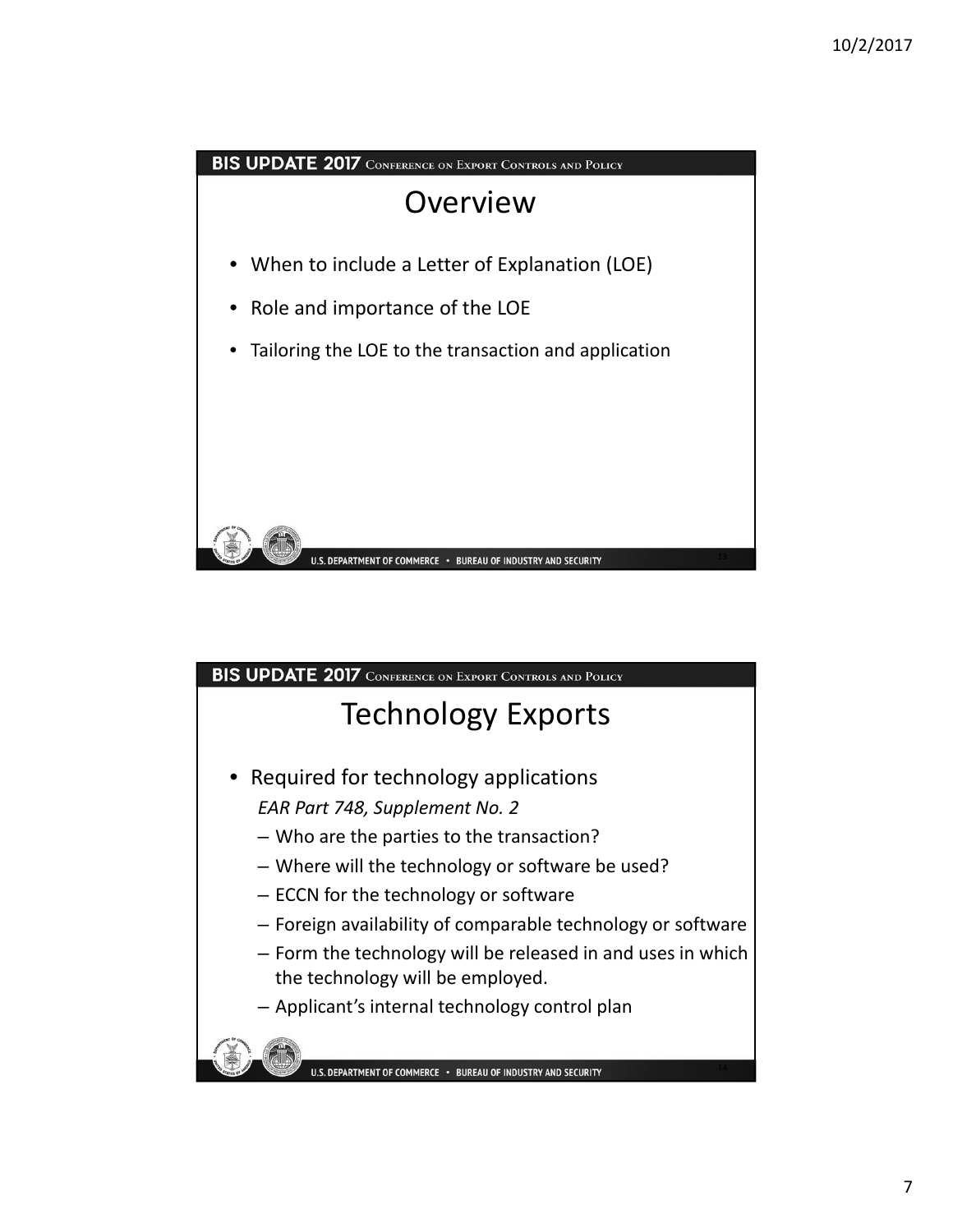## Overview

- When to include a Letter of Explanation (LOE)
- Role and importance of the LOE
- Tailoring the LOE to the transaction and application

## Technology Exports

- Required for technology applications
  *EAR Part 748, Supplement No. 2*
  – Who are the parties to the transaction?
  – Where will the technology or software be used?
  – ECCN for the technology or software
  – Foreign availability of comparable technology or software
  – Form the technology will be released in and uses in which the technology will be employed.
  – Applicant's internal technology control plan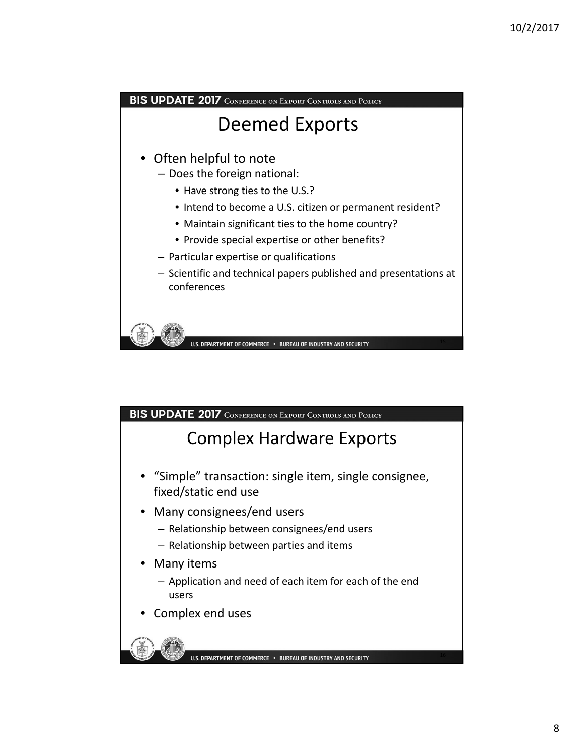# Deemed Exports

- Often helpful to note
  - Does the foreign national:
    - Have strong ties to the U.S.?
    - Intend to become a U.S. citizen or permanent resident?
    - Maintain significant ties to the home country?
    - Provide special expertise or other benefits?
  - Particular expertise or qualifications
  - Scientific and technical papers published and presentations at conferences

# Complex Hardware Exports

- "Simple" transaction: single item, single consignee, fixed/static end use
- Many consignees/end users
  - Relationship between consignees/end users
  - Relationship between parties and items
- Many items
  - Application and need of each item for each of the end users
- Complex end uses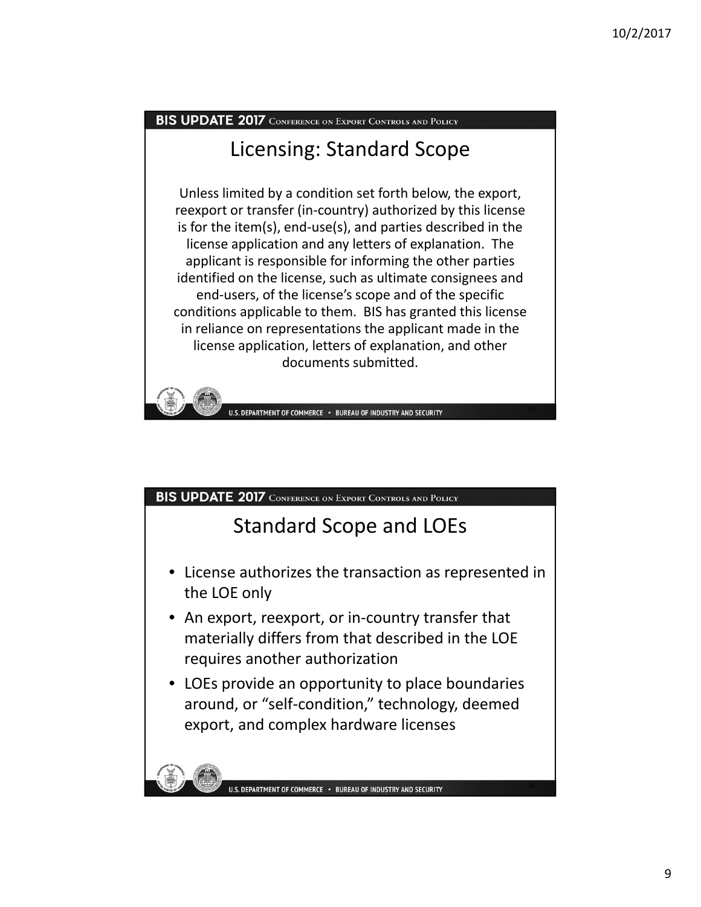## Licensing: Standard Scope

Unless limited by a condition set forth below, the export, reexport or transfer (in-country) authorized by this license is for the item(s), end-use(s), and parties described in the license application and any letters of explanation. The applicant is responsible for informing the other parties identified on the license, such as ultimate consignees and end-users, of the license's scope and of the specific conditions applicable to them. BIS has granted this license in reliance on representations the applicant made in the license application, letters of explanation, and other documents submitted.

## Standard Scope and LOEs

- License authorizes the transaction as represented in the LOE only
- An export, reexport, or in-country transfer that materially differs from that described in the LOE requires another authorization
- LOEs provide an opportunity to place boundaries around, or "self-condition," technology, deemed export, and complex hardware licenses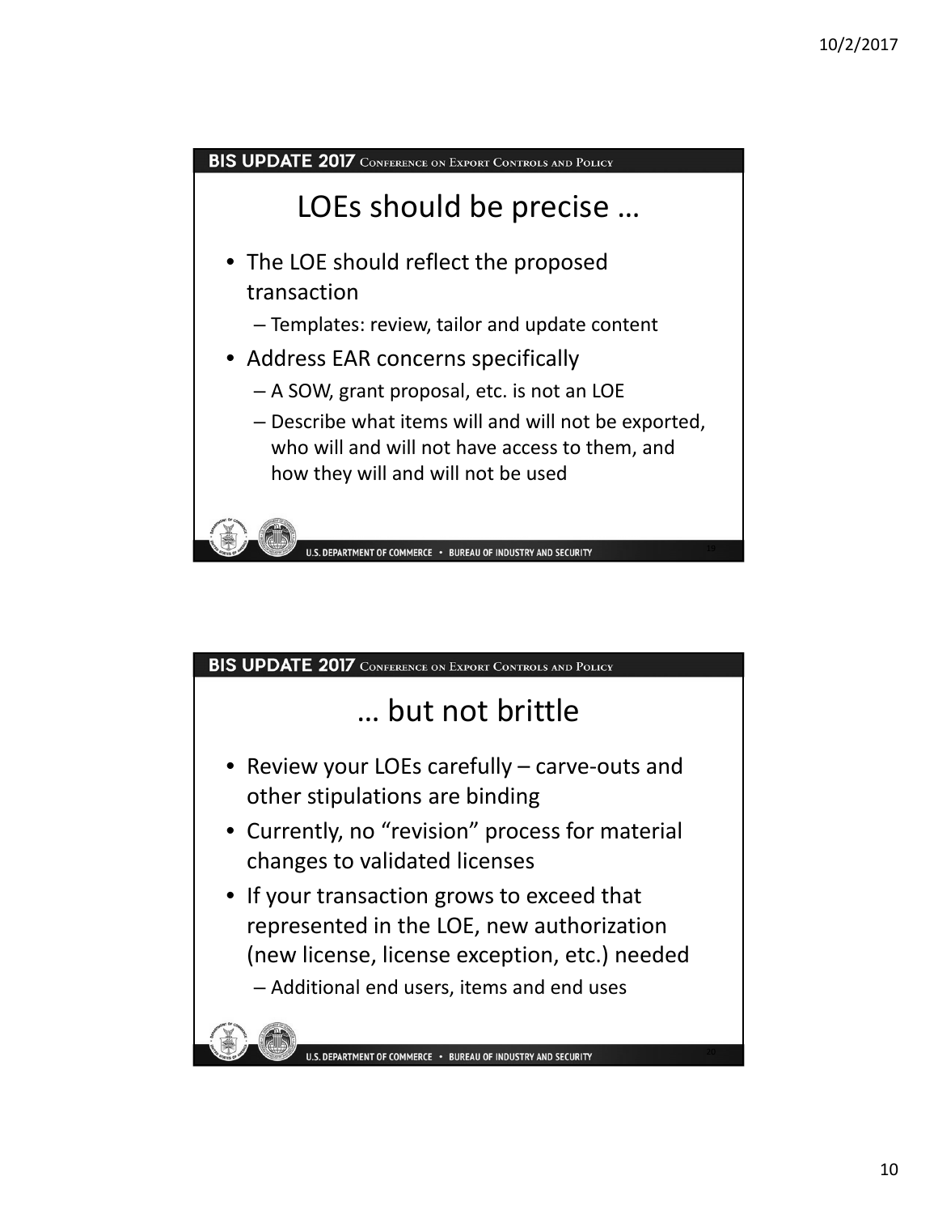## LOEs should be precise …

- The LOE should reflect the proposed transaction
  - Templates: review, tailor and update content
- Address EAR concerns specifically
  - A SOW, grant proposal, etc. is not an LOE
  - Describe what items will and will not be exported, who will and will not have access to them, and how they will and will not be used

## … but not brittle

- Review your LOEs carefully – carve-outs and other stipulations are binding
- Currently, no "revision" process for material changes to validated licenses
- If your transaction grows to exceed that represented in the LOE, new authorization (new license, license exception, etc.) needed
  - Additional end users, items and end uses